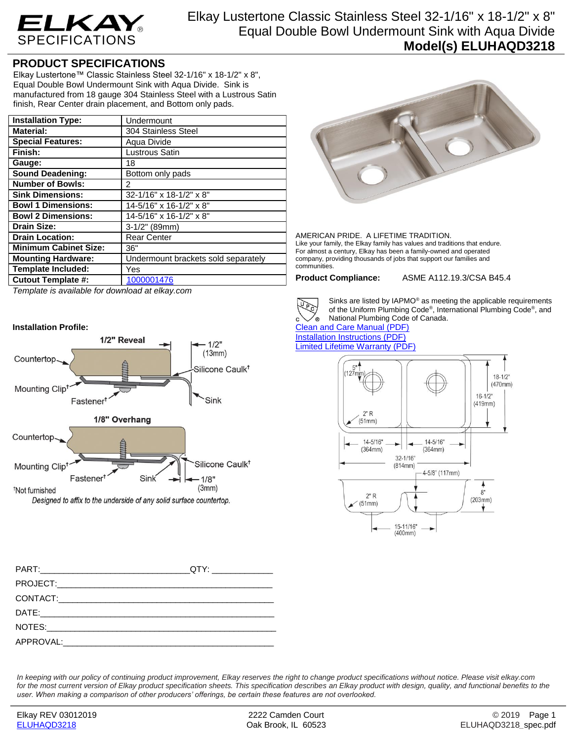# Elkay Lustertone Classic Stainless Steel 32-1/16" x 18-1/2" x 8" Equal Double Bowl Undermount Sink with Aqua Divide

**Model(s) ELUHAQD3218**

## PRODUCT SPECIFICATIONS

Elkay Lustertone™ Classic Stainless Steel 32-1/16" x 18-1/2" x 8", Equal Double Bowl Undermount Sink with Aqua Divide. Sink is manufactured from 18 gauge 304 Stainless Steel with a Lustrous Satin finish, Rear Center drain placement, and Bottom only pads.

| | |
|---|---|
| **Installation Type:** | Undermount |
| **Material:** | 304 Stainless Steel |
| **Special Features:** | Aqua Divide |
| **Finish:** | Lustrous Satin |
| **Gauge:** | 18 |
| **Sound Deadening:** | Bottom only pads |
| **Number of Bowls:** | 2 |
| **Sink Dimensions:** | 32-1/16" x 18-1/2" x 8" |
| **Bowl 1 Dimensions:** | 14-5/16" x 16-1/2" x 8" |
| **Bowl 2 Dimensions:** | 14-5/16" x 16-1/2" x 8" |
| **Drain Size:** | 3-1/2" (89mm) |
| **Drain Location:** | Rear Center |
| **Minimum Cabinet Size:** | 36" |
| **Mounting Hardware:** | Undermount brackets sold separately |
| **Template Included:** | Yes |
| **Cutout Template #:** | 1000001476 |

*Template is available for download at elkay.com*

AMERICAN PRIDE. A LIFETIME TRADITION.
Like your family, the Elkay family has values and traditions that endure. For almost a century, Elkay has been a family-owned and operated company, providing thousands of jobs that support our families and communities.

**Product Compliance:** ASME A112.19.3/CSA B45.4

Sinks are listed by IAPMO® as meeting the applicable requirements of the Uniform Plumbing Code®, International Plumbing Code®, and National Plumbing Code of Canada.

Clean and Care Manual (PDF)
Installation Instructions (PDF)
Limited Lifetime Warranty (PDF)

**Installation Profile:**

1/2" Reveal — Countertop, Mounting Clip†, Fastener†, Silicone Caulk†, Sink, 1/2" (13mm)

1/8" Overhang — Countertop, Mounting Clip†, Fastener†, Sink, Silicone Caulk†, 1/8" (3mm)

†Not furnished

*Designed to affix to the underside of any solid surface countertop.*

Dimensions: 5" (127mm); 2" R (51mm); 18-1/2" (470mm); 16-1/2" (419mm); 14-5/16" (364mm); 14-5/16" (364mm); 32-1/16" (814mm); 4-5/8" (117mm); 8" (203mm); 2" R (51mm); 15-11/16" (400mm)

PART:______________________________QTY: ____________

PROJECT:____________________________________________

CONTACT:____________________________________________

DATE:_______________________________________________

NOTES:______________________________________________

APPROVAL:___________________________________________

*In keeping with our policy of continuing product improvement, Elkay reserves the right to change product specifications without notice. Please visit elkay.com for the most current version of Elkay product specification sheets. This specification describes an Elkay product with design, quality, and functional benefits to the user. When making a comparison of other producers' offerings, be certain these features are not overlooked.*

Elkay REV 03012019
ELUHAQD3218

2222 Camden Court
Oak Brook, IL 60523

© 2019
ELUHAQD3218_spec.pdf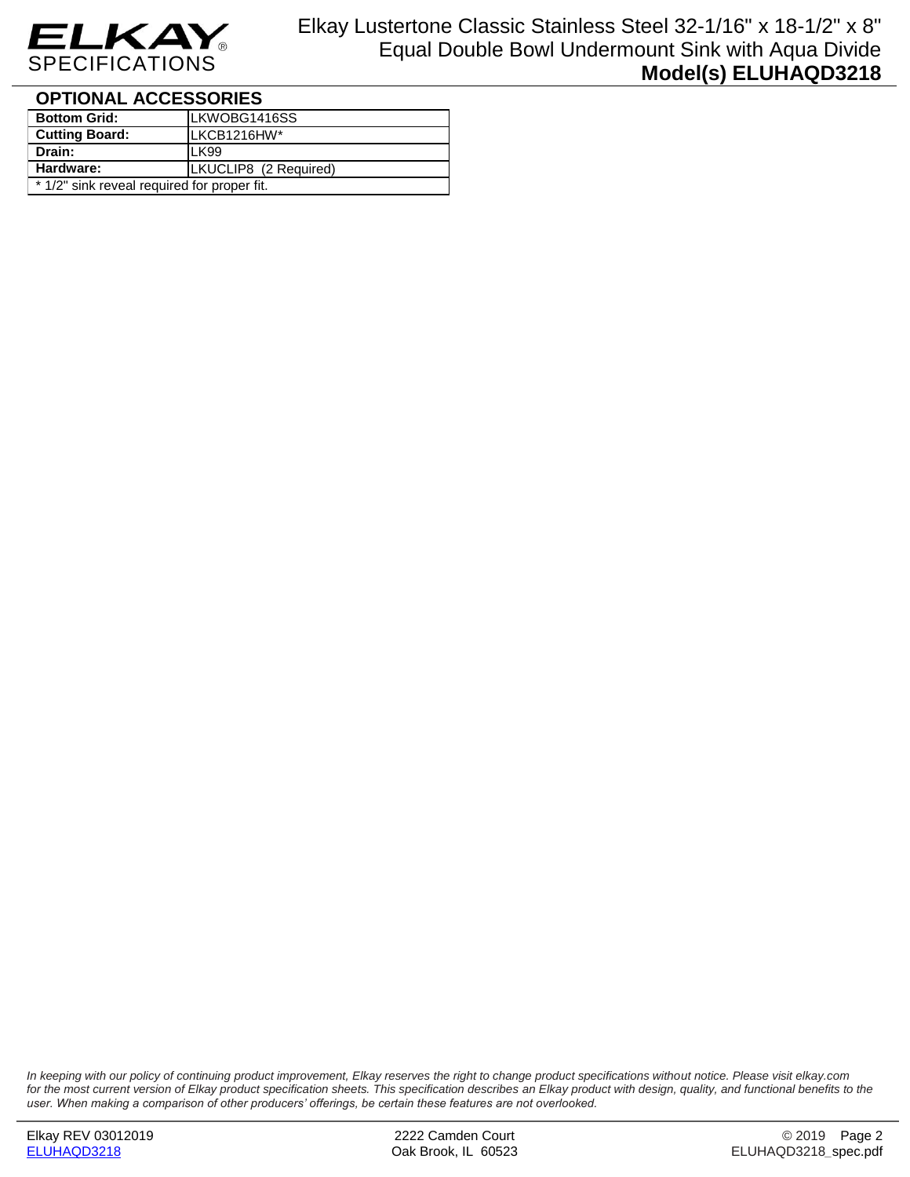## OPTIONAL ACCESSORIES

| | |
|---|---|
| **Bottom Grid:** | LKWOBG1416SS |
| **Cutting Board:** | LKCB1216HW* |
| **Drain:** | LK99 |
| **Hardware:** | LKUCLIP8 (2 Required) |
| * 1/2" sink reveal required for proper fit. | |

*In keeping with our policy of continuing product improvement, Elkay reserves the right to change product specifications without notice. Please visit elkay.com for the most current version of Elkay product specification sheets. This specification describes an Elkay product with design, quality, and functional benefits to the user. When making a comparison of other producers' offerings, be certain these features are not overlooked.*